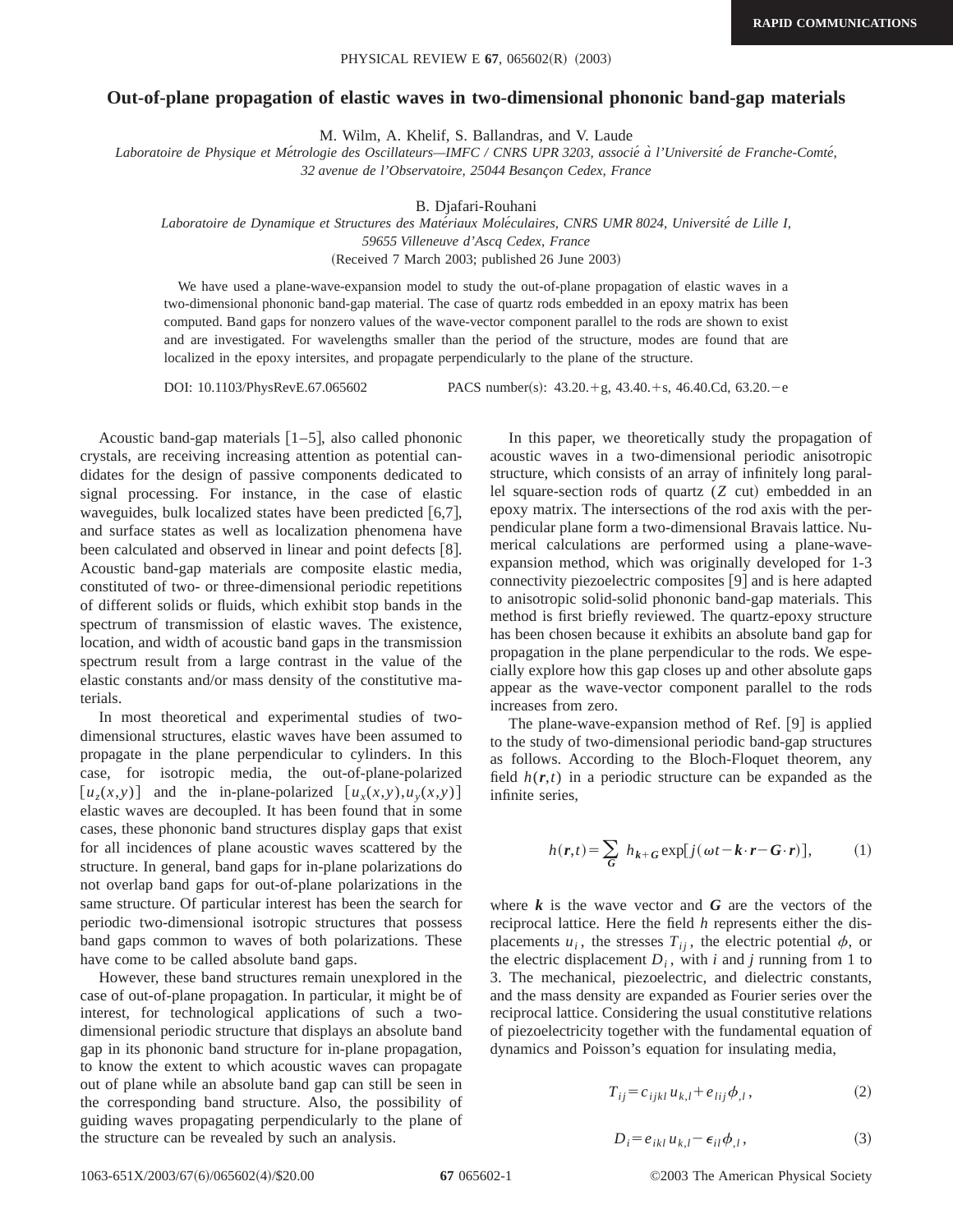# Out-of-plane propagation of elastic waves in two-dimensional phononic band-gap materials

M. Wilm, A. Khelif, S. Ballandras, and V. Laude

*Laboratoire de Physique et Métrologie des Oscillateurs—IMFC / CNRS UPR 3203, associé à l'Université de Franche-Comté, 32 avenue de l'Observatoire, 25044 Besançon Cedex, France*

B. Djafari-Rouhani

*Laboratoire de Dynamique et Structures des Matériaux Moléculaires, CNRS UMR 8024, Université de Lille I, 59655 Villeneuve d'Ascq Cedex, France*

(Received 7 March 2003; published 26 June 2003)

We have used a plane-wave-expansion model to study the out-of-plane propagation of elastic waves in a two-dimensional phononic band-gap material. The case of quartz rods embedded in an epoxy matrix has been computed. Band gaps for nonzero values of the wave-vector component parallel to the rods are shown to exist and are investigated. For wavelengths smaller than the period of the structure, modes are found that are localized in the epoxy intersites, and propagate perpendicularly to the plane of the structure.

DOI: 10.1103/PhysRevE.67.065602 PACS number(s): 43.20.+g, 43.40.+s, 46.40.Cd, 63.20.−e

Acoustic band-gap materials [1–5], also called phononic crystals, are receiving increasing attention as potential candidates for the design of passive components dedicated to signal processing. For instance, in the case of elastic waveguides, bulk localized states have been predicted [6,7], and surface states as well as localization phenomena have been calculated and observed in linear and point defects [8]. Acoustic band-gap materials are composite elastic media, constituted of two- or three-dimensional periodic repetitions of different solids or fluids, which exhibit stop bands in the spectrum of transmission of elastic waves. The existence, location, and width of acoustic band gaps in the transmission spectrum result from a large contrast in the value of the elastic constants and/or mass density of the constitutive materials.

In most theoretical and experimental studies of two-dimensional structures, elastic waves have been assumed to propagate in the plane perpendicular to cylinders. In this case, for isotropic media, the out-of-plane-polarized $[u_z(x,y)]$ and the in-plane-polarized $[u_x(x,y),u_y(x,y)]$ elastic waves are decoupled. It has been found that in some cases, these phononic band structures display gaps that exist for all incidences of plane acoustic waves scattered by the structure. In general, band gaps for in-plane polarizations do not overlap band gaps for out-of-plane polarizations in the same structure. Of particular interest has been the search for periodic two-dimensional isotropic structures that possess band gaps common to waves of both polarizations. These have come to be called absolute band gaps.

However, these band structures remain unexplored in the case of out-of-plane propagation. In particular, it might be of interest, for technological applications of such a two-dimensional periodic structure that displays an absolute band gap in its phononic band structure for in-plane propagation, to know the extent to which acoustic waves can propagate out of plane while an absolute band gap can still be seen in the corresponding band structure. Also, the possibility of guiding waves propagating perpendicularly to the plane of the structure can be revealed by such an analysis.

In this paper, we theoretically study the propagation of acoustic waves in a two-dimensional periodic anisotropic structure, which consists of an array of infinitely long parallel square-section rods of quartz ($Z$ cut) embedded in an epoxy matrix. The intersections of the rod axis with the perpendicular plane form a two-dimensional Bravais lattice. Numerical calculations are performed using a plane-wave-expansion method, which was originally developed for 1-3 connectivity piezoelectric composites [9] and is here adapted to anisotropic solid-solid phononic band-gap materials. This method is first briefly reviewed. The quartz-epoxy structure has been chosen because it exhibits an absolute band gap for propagation in the plane perpendicular to the rods. We especially explore how this gap closes up and other absolute gaps appear as the wave-vector component parallel to the rods increases from zero.

The plane-wave-expansion method of Ref. [9] is applied to the study of two-dimensional periodic band-gap structures as follows. According to the Bloch-Floquet theorem, any field $h(\boldsymbol{r},t)$ in a periodic structure can be expanded as the infinite series,

$$h(\boldsymbol{r},t)=\sum_{\boldsymbol{G}} h_{\boldsymbol{k}+\boldsymbol{G}} \exp[j(\omega t-\boldsymbol{k}\cdot\boldsymbol{r}-\boldsymbol{G}\cdot\boldsymbol{r})], \tag{1}$$

where $\boldsymbol{k}$ is the wave vector and $\boldsymbol{G}$ are the vectors of the reciprocal lattice. Here the field $h$ represents either the displacements $u_i$, the stresses $T_{ij}$, the electric potential $\phi$, or the electric displacement $D_i$, with $i$ and $j$ running from 1 to 3. The mechanical, piezoelectric, and dielectric constants, and the mass density are expanded as Fourier series over the reciprocal lattice. Considering the usual constitutive relations of piezoelectricity together with the fundamental equation of dynamics and Poisson's equation for insulating media,

$$T_{ij}=c_{ijkl}u_{k,l}+e_{lij}\phi_{,l}, \tag{2}$$

$$D_i=e_{ikl}u_{k,l}-\epsilon_{il}\phi_{,l}, \tag{3}$$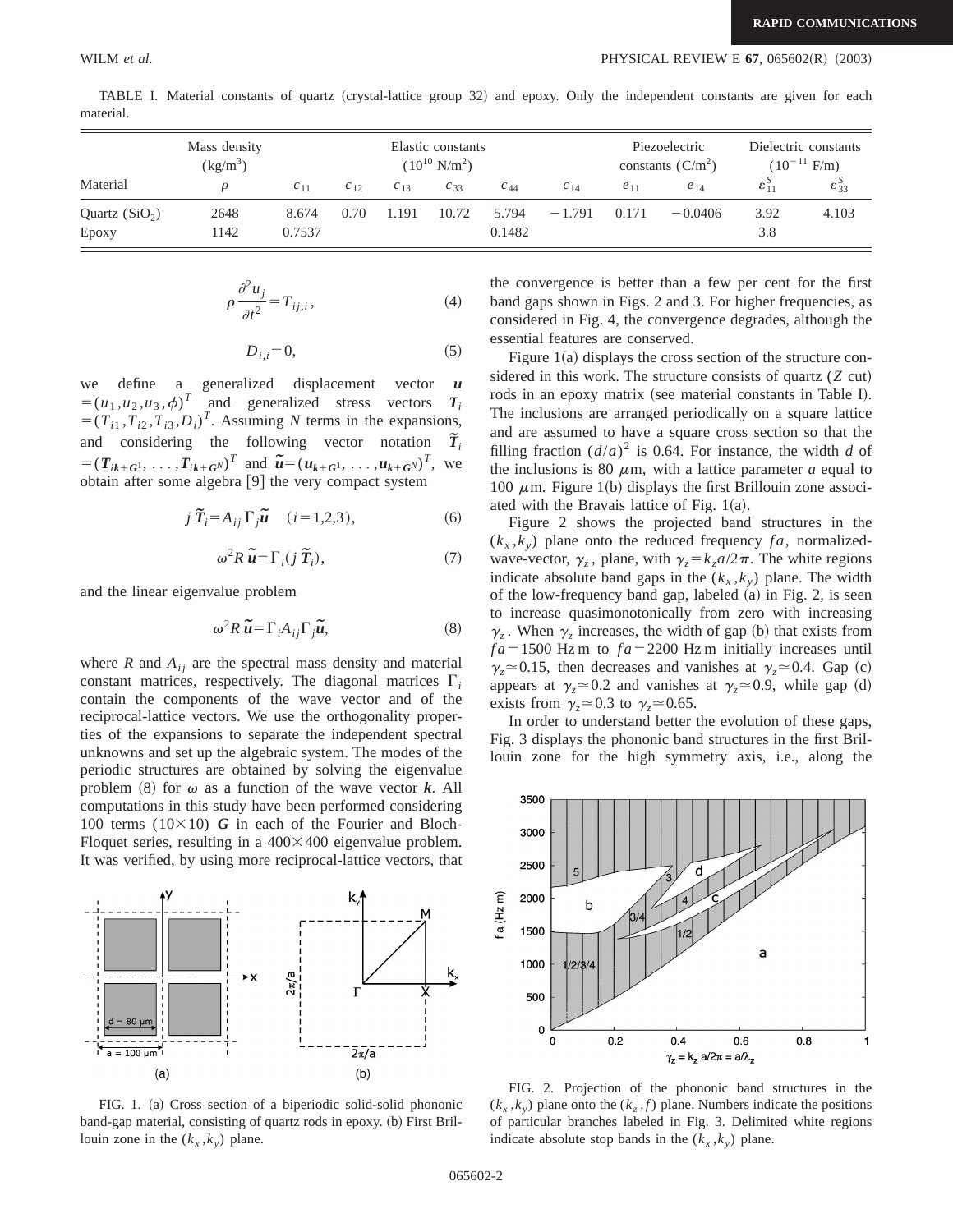TABLE I. Material constants of quartz (crystal-lattice group 32) and epoxy. Only the independent constants are given for each material.

| | Mass density ($kg/m^3$) | Elastic constants ($10^{10}$ $N/m^2$) | | | | | | Piezoelectric constants ($C/m^2$) | | Dielectric constants ($10^{-11}$ F/m) | |
|---|---|---|---|---|---|---|---|---|---|---|---|
| Material | $\rho$ | $c_{11}$ | $c_{12}$ | $c_{13}$ | $c_{33}$ | $c_{44}$ | $c_{14}$ | $e_{11}$ | $e_{14}$ | $\varepsilon_{11}^S$ | $\varepsilon_{33}^S$ |
| Quartz ($SiO_2$) | 2648 | 8.674 | 0.70 | 1.191 | 10.72 | 5.794 | −1.791 | 0.171 | −0.0406 | 3.92 | 4.103 |
| Epoxy | 1142 | 0.7537 | | | | 0.1482 | | | | 3.8 | |

$$\rho \frac{\partial^2 u_j}{\partial t^2} = T_{ij,i}, \tag{4}$$

$$D_{i,i} = 0, \tag{5}$$

we define a generalized displacement vector $\boldsymbol{u} = (u_1, u_2, u_3, \phi)^T$ and generalized stress vectors $\boldsymbol{T}_i = (T_{i1}, T_{i2}, T_{i3}, D_i)^T$. Assuming $N$ terms in the expansions, and considering the following vector notation $\tilde{\boldsymbol{T}}_i = (\boldsymbol{T}_{i\boldsymbol{k}+\boldsymbol{G}^1}, \ldots, \boldsymbol{T}_{i\boldsymbol{k}+\boldsymbol{G}^N})^T$ and $\tilde{\boldsymbol{u}} = (\boldsymbol{u}_{\boldsymbol{k}+\boldsymbol{G}^1}, \ldots, \boldsymbol{u}_{\boldsymbol{k}+\boldsymbol{G}^N})^T$, we obtain after some algebra [9] the very compact system

$$j\,\tilde{\boldsymbol{T}}_i = A_{ij}\Gamma_j \tilde{\boldsymbol{u}} \quad (i = 1,2,3), \tag{6}$$

$$\omega^2 R\,\tilde{\boldsymbol{u}} = \Gamma_i (j\,\tilde{\boldsymbol{T}}_i), \tag{7}$$

and the linear eigenvalue problem

$$\omega^2 R\,\tilde{\boldsymbol{u}} = \Gamma_i A_{ij} \Gamma_j \tilde{\boldsymbol{u}}, \tag{8}$$

where $R$ and $A_{ij}$ are the spectral mass density and material constant matrices, respectively. The diagonal matrices $\Gamma_i$ contain the components of the wave vector and of the reciprocal-lattice vectors. We use the orthogonality properties of the expansions to separate the independent spectral unknowns and set up the algebraic system. The modes of the periodic structures are obtained by solving the eigenvalue problem (8) for $\omega$ as a function of the wave vector $\boldsymbol{k}$. All computations in this study have been performed considering 100 terms ($10\times10$) $\boldsymbol{G}$ in each of the Fourier and Bloch-Floquet series, resulting in a $400\times400$ eigenvalue problem. It was verified, by using more reciprocal-lattice vectors, that the convergence is better than a few per cent for the first band gaps shown in Figs. 2 and 3. For higher frequencies, as considered in Fig. 4, the convergence degrades, although the essential features are conserved.

FIG. 1. (a) Cross section of a biperiodic solid-solid phononic band-gap material, consisting of quartz rods in epoxy. (b) First Brillouin zone in the $(k_x, k_y)$ plane.

Figure 1(a) displays the cross section of the structure considered in this work. The structure consists of quartz ($Z$ cut) rods in an epoxy matrix (see material constants in Table I). The inclusions are arranged periodically on a square lattice and are assumed to have a square cross section so that the filling fraction $(d/a)^2$ is 0.64. For instance, the width $d$ of the inclusions is 80 $\mu$m, with a lattice parameter $a$ equal to 100 $\mu$m. Figure 1(b) displays the first Brillouin zone associated with the Bravais lattice of Fig. 1(a).

Figure 2 shows the projected band structures in the $(k_x, k_y)$ plane onto the reduced frequency $fa$, normalized-wave-vector, $\gamma_z$, plane, with $\gamma_z = k_z a/2\pi$. The white regions indicate absolute band gaps in the $(k_x, k_y)$ plane. The width of the low-frequency band gap, labeled (a) in Fig. 2, is seen to increase quasimonotonically from zero with increasing $\gamma_z$. When $\gamma_z$ increases, the width of gap (b) that exists from $fa = 1500$ Hz m to $fa = 2200$ Hz m initially increases until $\gamma_z \simeq 0.15$, then decreases and vanishes at $\gamma_z \simeq 0.4$. Gap (c) appears at $\gamma_z \simeq 0.2$ and vanishes at $\gamma_z \simeq 0.9$, while gap (d) exists from $\gamma_z \simeq 0.3$ to $\gamma_z \simeq 0.65$.

In order to understand better the evolution of these gaps, Fig. 3 displays the phononic band structures in the first Brillouin zone for the high symmetry axis, i.e., along the

FIG. 2. Projection of the phononic band structures in the $(k_x, k_y)$ plane onto the $(k_z, f)$ plane. Numbers indicate the positions of particular branches labeled in Fig. 3. Delimited white regions indicate absolute stop bands in the $(k_x, k_y)$ plane.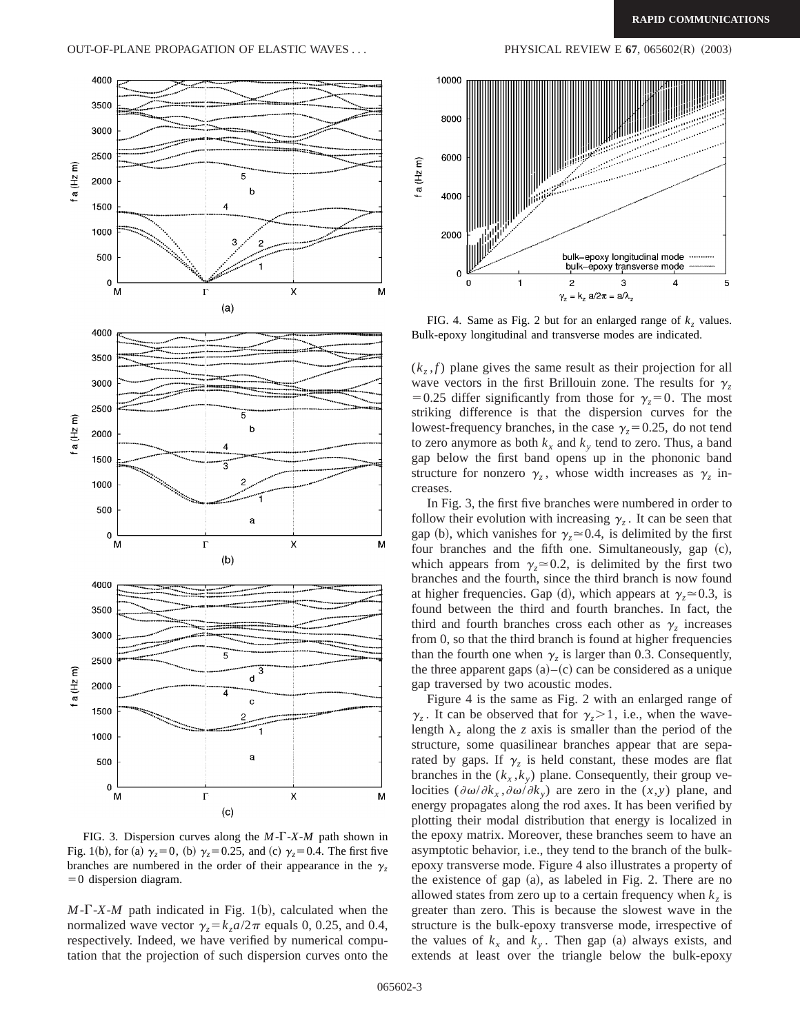FIG. 3. Dispersion curves along the $M$-$\Gamma$-$X$-$M$ path shown in Fig. 1(b), for (a) $\gamma_z = 0$, (b) $\gamma_z = 0.25$, and (c) $\gamma_z = 0.4$. The first five branches are numbered in the order of their appearance in the $\gamma_z = 0$ dispersion diagram.

$M$-$\Gamma$-$X$-$M$ path indicated in Fig. 1(b), calculated when the normalized wave vector $\gamma_z = k_z a/2\pi$ equals 0, 0.25, and 0.4, respectively. Indeed, we have verified by numerical computation that the projection of such dispersion curves onto the $(k_z, f)$ plane gives the same result as their projection for all wave vectors in the first Brillouin zone. The results for $\gamma_z = 0.25$ differ significantly from those for $\gamma_z = 0$. The most striking difference is that the dispersion curves for the lowest-frequency branches, in the case $\gamma_z = 0.25$, do not tend to zero anymore as both $k_x$ and $k_y$ tend to zero. Thus, a band gap below the first band opens up in the phononic band structure for nonzero $\gamma_z$, whose width increases as $\gamma_z$ increases.

FIG. 4. Same as Fig. 2 but for an enlarged range of $k_z$ values. Bulk-epoxy longitudinal and transverse modes are indicated.

In Fig. 3, the first five branches were numbered in order to follow their evolution with increasing $\gamma_z$. It can be seen that gap (b), which vanishes for $\gamma_z \simeq 0.4$, is delimited by the first four branches and the fifth one. Simultaneously, gap (c), which appears from $\gamma_z \simeq 0.2$, is delimited by the first two branches and the fourth, since the third branch is now found at higher frequencies. Gap (d), which appears at $\gamma_z \simeq 0.3$, is found between the third and fourth branches. In fact, the third and fourth branches cross each other as $\gamma_z$ increases from 0, so that the third branch is found at higher frequencies than the fourth one when $\gamma_z$ is larger than 0.3. Consequently, the three apparent gaps (a)–(c) can be considered as a unique gap traversed by two acoustic modes.

Figure 4 is the same as Fig. 2 with an enlarged range of $\gamma_z$. It can be observed that for $\gamma_z > 1$, i.e., when the wavelength $\lambda_z$ along the $z$ axis is smaller than the period of the structure, some quasilinear branches appear that are separated by gaps. If $\gamma_z$ is held constant, these modes are flat branches in the $(k_x, k_y)$ plane. Consequently, their group velocities $(\partial\omega/\partial k_x, \partial\omega/\partial k_y)$ are zero in the $(x,y)$ plane, and energy propagates along the rod axes. It has been verified by plotting their modal distribution that energy is localized in the epoxy matrix. Moreover, these branches seem to have an asymptotic behavior, i.e., they tend to the branch of the bulk-epoxy transverse mode. Figure 4 also illustrates a property of the existence of gap (a), as labeled in Fig. 2. There are no allowed states from zero up to a certain frequency when $k_z$ is greater than zero. This is because the slowest wave in the structure is the bulk-epoxy transverse mode, irrespective of the values of $k_x$ and $k_y$. Then gap (a) always exists, and extends at least over the triangle below the bulk-epoxy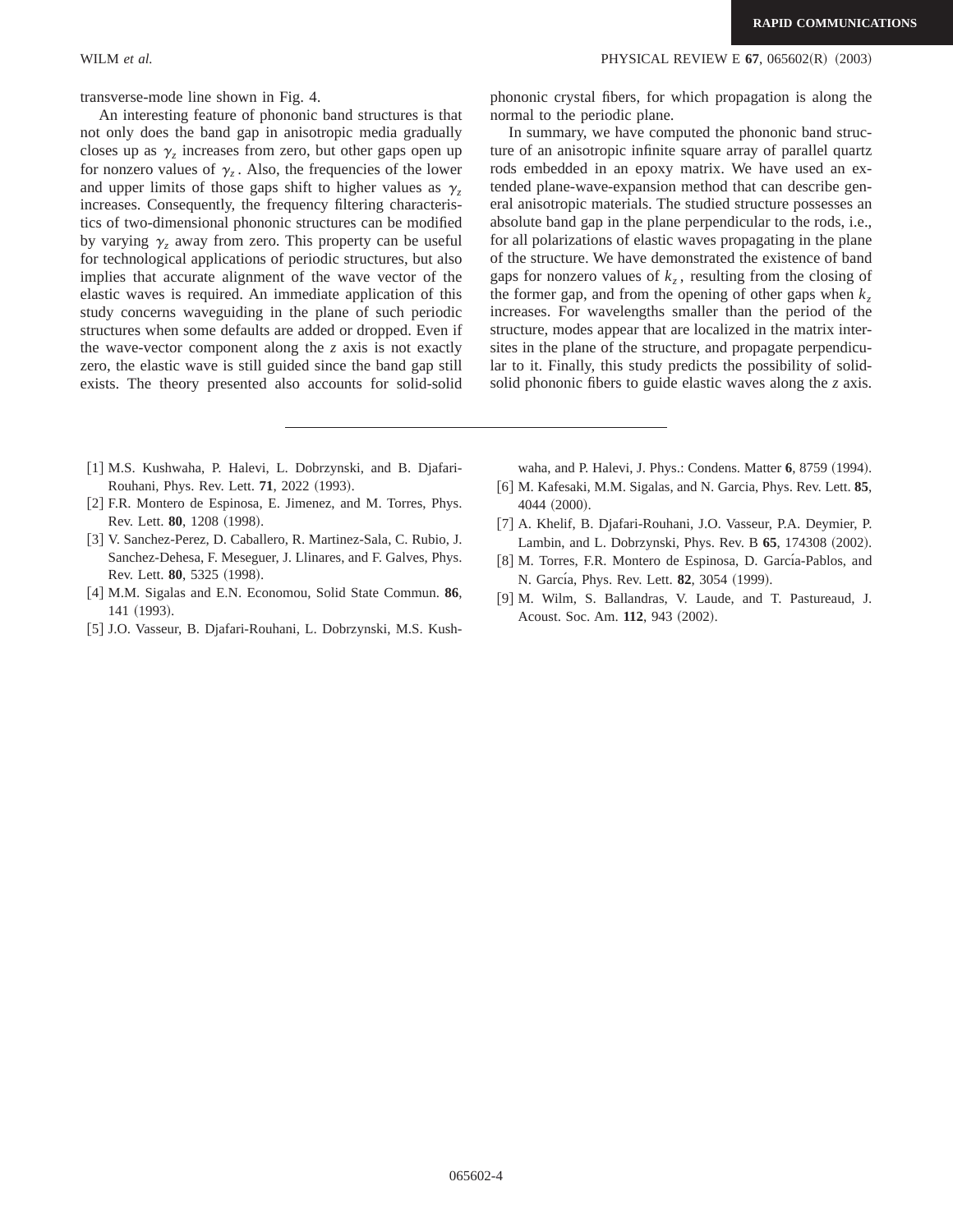transverse-mode line shown in Fig. 4.

An interesting feature of phononic band structures is that not only does the band gap in anisotropic media gradually closes up as $\gamma_z$ increases from zero, but other gaps open up for nonzero values of $\gamma_z$. Also, the frequencies of the lower and upper limits of those gaps shift to higher values as $\gamma_z$ increases. Consequently, the frequency filtering characteristics of two-dimensional phononic structures can be modified by varying $\gamma_z$ away from zero. This property can be useful for technological applications of periodic structures, but also implies that accurate alignment of the wave vector of the elastic waves is required. An immediate application of this study concerns waveguiding in the plane of such periodic structures when some defaults are added or dropped. Even if the wave-vector component along the $z$ axis is not exactly zero, the elastic wave is still guided since the band gap still exists. The theory presented also accounts for solid-solid phononic crystal fibers, for which propagation is along the normal to the periodic plane.

In summary, we have computed the phononic band structure of an anisotropic infinite square array of parallel quartz rods embedded in an epoxy matrix. We have used an extended plane-wave-expansion method that can describe general anisotropic materials. The studied structure possesses an absolute band gap in the plane perpendicular to the rods, i.e., for all polarizations of elastic waves propagating in the plane of the structure. We have demonstrated the existence of band gaps for nonzero values of $k_z$, resulting from the closing of the former gap, and from the opening of other gaps when $k_z$ increases. For wavelengths smaller than the period of the structure, modes appear that are localized in the matrix intersites in the plane of the structure, and propagate perpendicular to it. Finally, this study predicts the possibility of solid-solid phononic fibers to guide elastic waves along the $z$ axis.

---

[1] M.S. Kushwaha, P. Halevi, L. Dobrzynski, and B. Djafari-Rouhani, Phys. Rev. Lett. **71**, 2022 (1993).

[2] F.R. Montero de Espinosa, E. Jimenez, and M. Torres, Phys. Rev. Lett. **80**, 1208 (1998).

[3] V. Sanchez-Perez, D. Caballero, R. Martinez-Sala, C. Rubio, J. Sanchez-Dehesa, F. Meseguer, J. Llinares, and F. Galves, Phys. Rev. Lett. **80**, 5325 (1998).

[4] M.M. Sigalas and E.N. Economou, Solid State Commun. **86**, 141 (1993).

[5] J.O. Vasseur, B. Djafari-Rouhani, L. Dobrzynski, M.S. Kushwaha, and P. Halevi, J. Phys.: Condens. Matter **6**, 8759 (1994).

[6] M. Kafesaki, M.M. Sigalas, and N. Garcia, Phys. Rev. Lett. **85**, 4044 (2000).

[7] A. Khelif, B. Djafari-Rouhani, J.O. Vasseur, P.A. Deymier, P. Lambin, and L. Dobrzynski, Phys. Rev. B **65**, 174308 (2002).

[8] M. Torres, F.R. Montero de Espinosa, D. García-Pablos, and N. García, Phys. Rev. Lett. **82**, 3054 (1999).

[9] M. Wilm, S. Ballandras, V. Laude, and T. Pastureaud, J. Acoust. Soc. Am. **112**, 943 (2002).